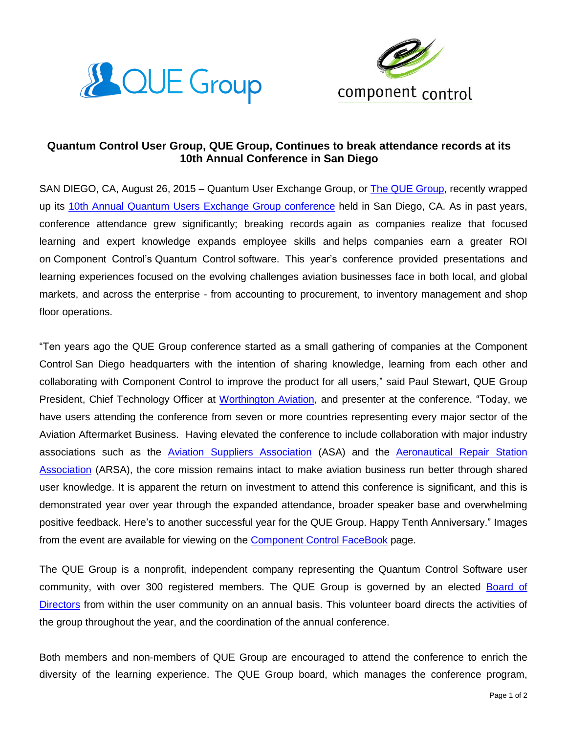# Quantum Control User Group, QUE Group, Continues to break attendance records at its 10th Annual Conference in San Diego

SAN DIEGO, CA, August 26, 2015 – Quantum User Exchange Group, or The QUE Group, recently wrapped up its 10th Annual Quantum Users Exchange Group conference held in San Diego, CA. As in past years, conference attendance grew significantly; breaking records again as companies realize that focused learning and expert knowledge expands employee skills and helps companies earn a greater ROI on Component Control's Quantum Control software. This year's conference provided presentations and learning experiences focused on the evolving challenges aviation businesses face in both local, and global markets, and across the enterprise - from accounting to procurement, to inventory management and shop floor operations.

"Ten years ago the QUE Group conference started as a small gathering of companies at the Component Control San Diego headquarters with the intention of sharing knowledge, learning from each other and collaborating with Component Control to improve the product for all users," said Paul Stewart, QUE Group President, Chief Technology Officer at Worthington Aviation, and presenter at the conference. "Today, we have users attending the conference from seven or more countries representing every major sector of the Aviation Aftermarket Business. Having elevated the conference to include collaboration with major industry associations such as the Aviation Suppliers Association (ASA) and the Aeronautical Repair Station Association (ARSA), the core mission remains intact to make aviation business run better through shared user knowledge. It is apparent the return on investment to attend this conference is significant, and this is demonstrated year over year through the expanded attendance, broader speaker base and overwhelming positive feedback. Here's to another successful year for the QUE Group. Happy Tenth Anniversary." Images from the event are available for viewing on the Component Control FaceBook page.

The QUE Group is a nonprofit, independent company representing the Quantum Control Software user community, with over 300 registered members. The QUE Group is governed by an elected Board of Directors from within the user community on an annual basis. This volunteer board directs the activities of the group throughout the year, and the coordination of the annual conference.

Both members and non-members of QUE Group are encouraged to attend the conference to enrich the diversity of the learning experience. The QUE Group board, which manages the conference program,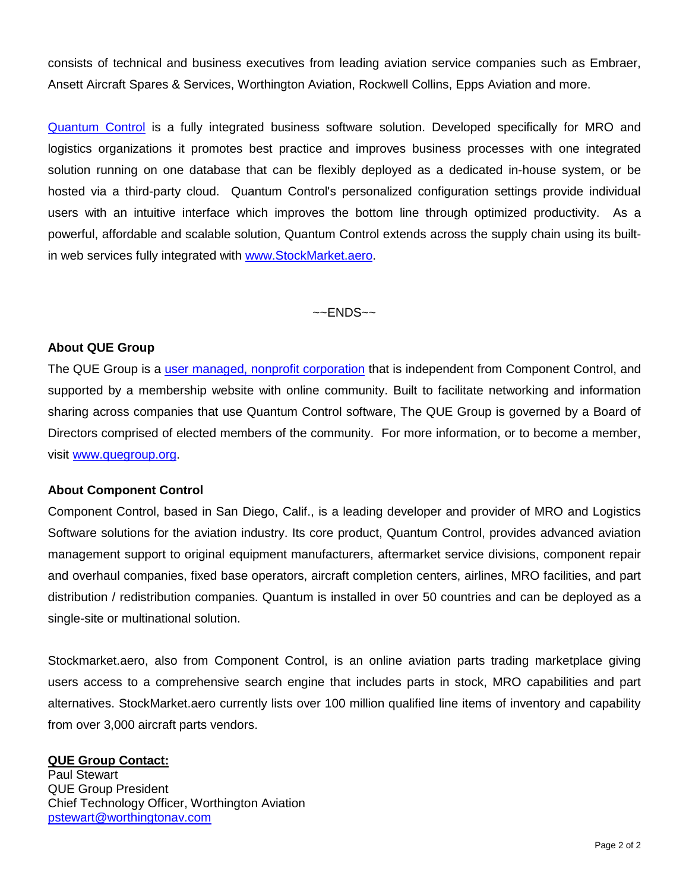consists of technical and business executives from leading aviation service companies such as Embraer, Ansett Aircraft Spares & Services, Worthington Aviation, Rockwell Collins, Epps Aviation and more.

Quantum Control is a fully integrated business software solution. Developed specifically for MRO and logistics organizations it promotes best practice and improves business processes with one integrated solution running on one database that can be flexibly deployed as a dedicated in-house system, or be hosted via a third-party cloud. Quantum Control's personalized configuration settings provide individual users with an intuitive interface which improves the bottom line through optimized productivity. As a powerful, affordable and scalable solution, Quantum Control extends across the supply chain using its built-in web services fully integrated with www.StockMarket.aero.

~~ENDS~~

**About QUE Group**

The QUE Group is a user managed, nonprofit corporation that is independent from Component Control, and supported by a membership website with online community. Built to facilitate networking and information sharing across companies that use Quantum Control software, The QUE Group is governed by a Board of Directors comprised of elected members of the community. For more information, or to become a member, visit www.quegroup.org.

**About Component Control**

Component Control, based in San Diego, Calif., is a leading developer and provider of MRO and Logistics Software solutions for the aviation industry. Its core product, Quantum Control, provides advanced aviation management support to original equipment manufacturers, aftermarket service divisions, component repair and overhaul companies, fixed base operators, aircraft completion centers, airlines, MRO facilities, and part distribution / redistribution companies. Quantum is installed in over 50 countries and can be deployed as a single-site or multinational solution.

Stockmarket.aero, also from Component Control, is an online aviation parts trading marketplace giving users access to a comprehensive search engine that includes parts in stock, MRO capabilities and part alternatives. StockMarket.aero currently lists over 100 million qualified line items of inventory and capability from over 3,000 aircraft parts vendors.

**QUE Group Contact:**

Paul Stewart
QUE Group President
Chief Technology Officer, Worthington Aviation
pstewart@worthingtonav.com